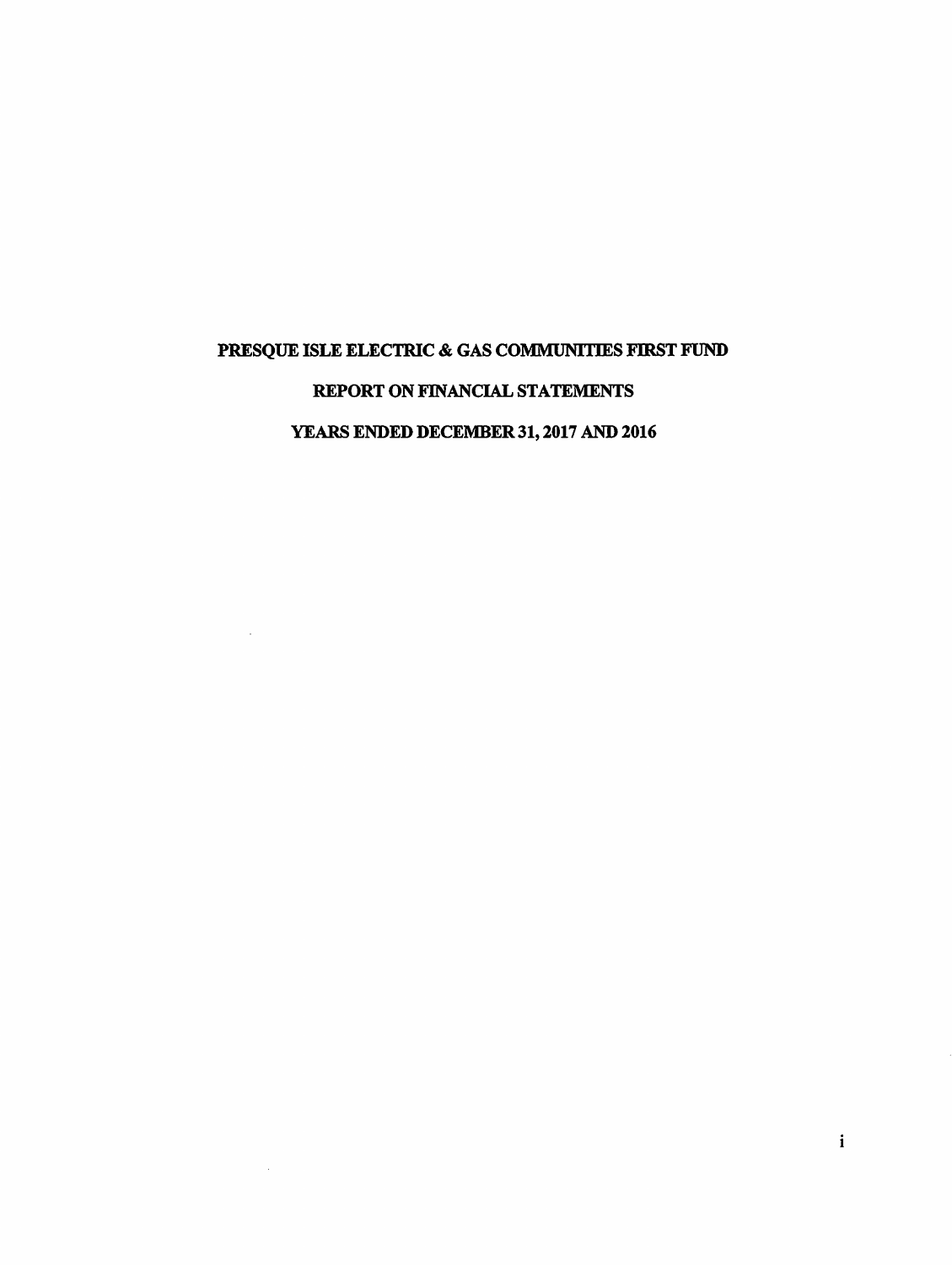# PRESQUE ISLE ELECTRIC & GAS COMMUNITIES FIRST FUND

## REPORT ON FINANCIAL STATEMENTS

## YEARS ENDED DECEMBER 31, 2017 AND 2016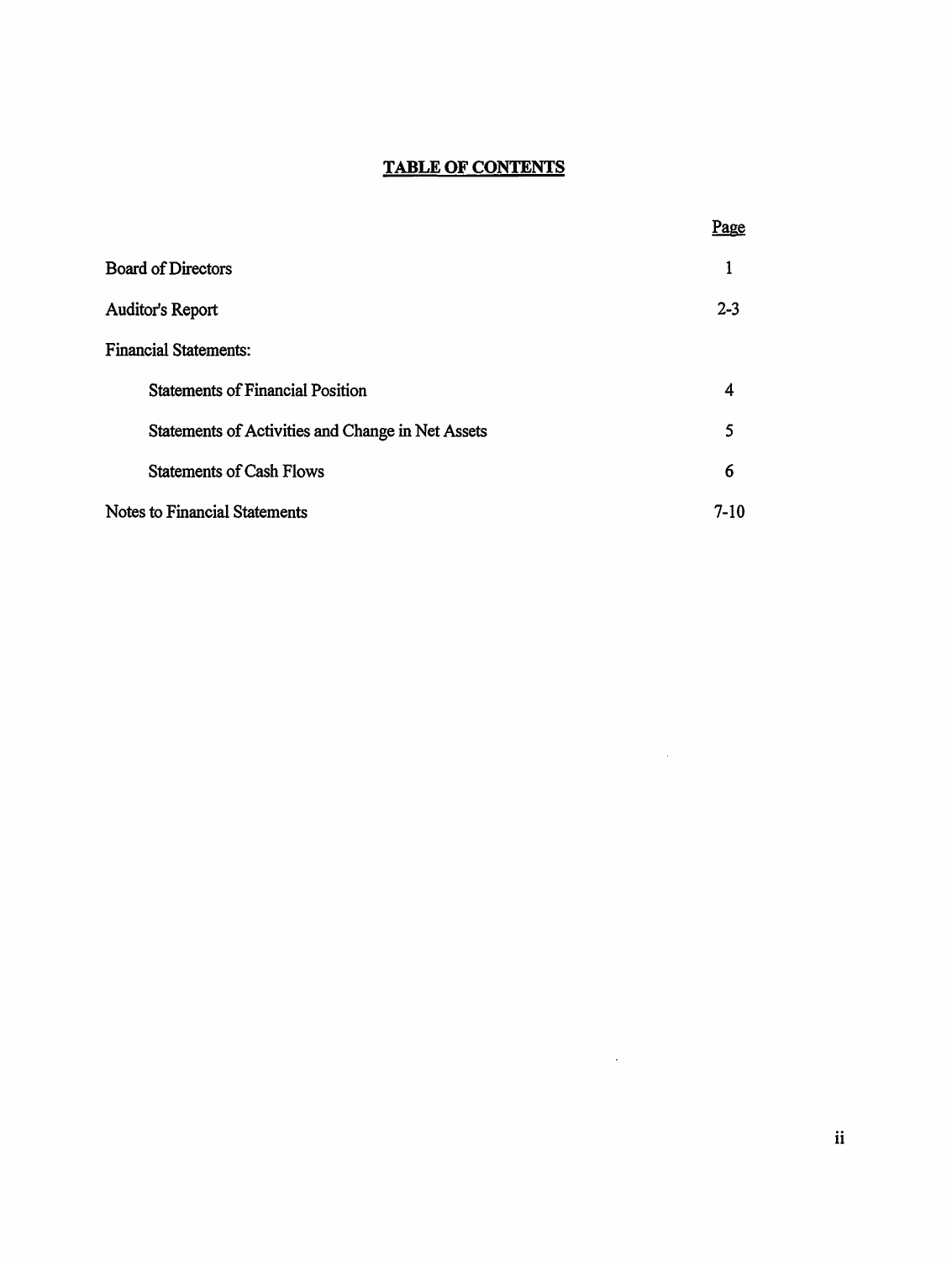# TABLE OF CONTENTS

| | Page |
|---|---|
| Board of Directors | 1 |
| Auditor's Report | 2-3 |
| Financial Statements: | |
| Statements of Financial Position | 4 |
| Statements of Activities and Change in Net Assets | 5 |
| Statements of Cash Flows | 6 |
| Notes to Financial Statements | 7-10 |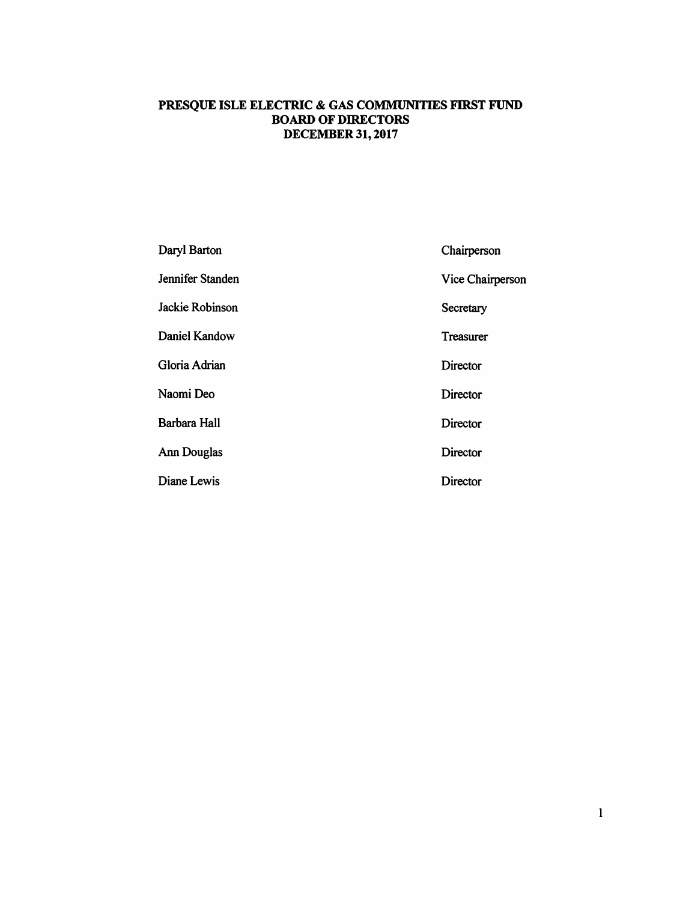# PRESQUE ISLE ELECTRIC & GAS COMMUNITIES FIRST FUND
## BOARD OF DIRECTORS
## DECEMBER 31, 2017

| Name | Position |
|---|---|
| Daryl Barton | Chairperson |
| Jennifer Standen | Vice Chairperson |
| Jackie Robinson | Secretary |
| Daniel Kandow | Treasurer |
| Gloria Adrian | Director |
| Naomi Deo | Director |
| Barbara Hall | Director |
| Ann Douglas | Director |
| Diane Lewis | Director |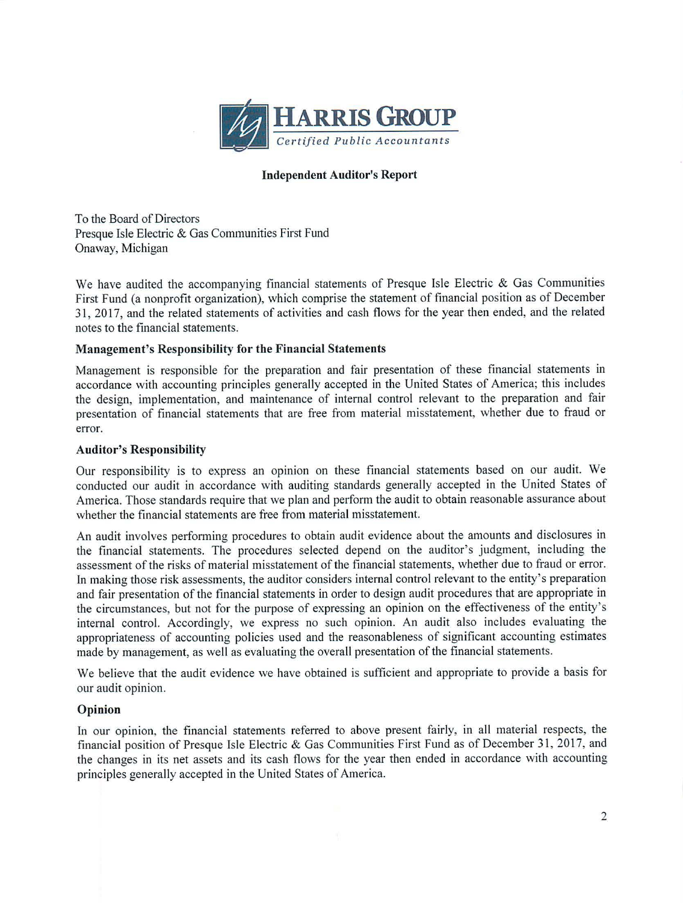**HARRIS GROUP**
*Certified Public Accountants*

**Independent Auditor's Report**

To the Board of Directors
Presque Isle Electric & Gas Communities First Fund
Onaway, Michigan

We have audited the accompanying financial statements of Presque Isle Electric & Gas Communities First Fund (a nonprofit organization), which comprise the statement of financial position as of December 31, 2017, and the related statements of activities and cash flows for the year then ended, and the related notes to the financial statements.

**Management's Responsibility for the Financial Statements**

Management is responsible for the preparation and fair presentation of these financial statements in accordance with accounting principles generally accepted in the United States of America; this includes the design, implementation, and maintenance of internal control relevant to the preparation and fair presentation of financial statements that are free from material misstatement, whether due to fraud or error.

**Auditor's Responsibility**

Our responsibility is to express an opinion on these financial statements based on our audit. We conducted our audit in accordance with auditing standards generally accepted in the United States of America. Those standards require that we plan and perform the audit to obtain reasonable assurance about whether the financial statements are free from material misstatement.

An audit involves performing procedures to obtain audit evidence about the amounts and disclosures in the financial statements. The procedures selected depend on the auditor's judgment, including the assessment of the risks of material misstatement of the financial statements, whether due to fraud or error. In making those risk assessments, the auditor considers internal control relevant to the entity's preparation and fair presentation of the financial statements in order to design audit procedures that are appropriate in the circumstances, but not for the purpose of expressing an opinion on the effectiveness of the entity's internal control. Accordingly, we express no such opinion. An audit also includes evaluating the appropriateness of accounting policies used and the reasonableness of significant accounting estimates made by management, as well as evaluating the overall presentation of the financial statements.

We believe that the audit evidence we have obtained is sufficient and appropriate to provide a basis for our audit opinion.

**Opinion**

In our opinion, the financial statements referred to above present fairly, in all material respects, the financial position of Presque Isle Electric & Gas Communities First Fund as of December 31, 2017, and the changes in its net assets and its cash flows for the year then ended in accordance with accounting principles generally accepted in the United States of America.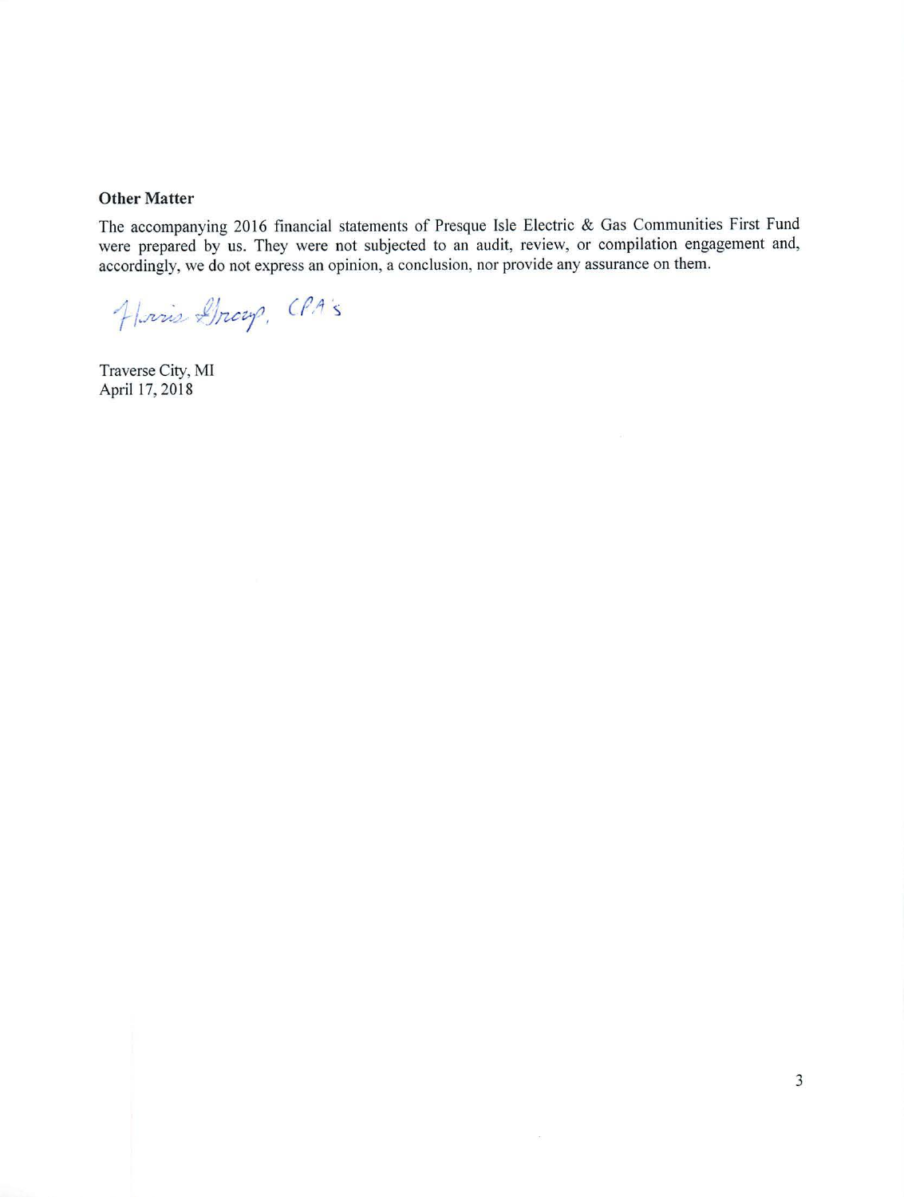## Other Matter

The accompanying 2016 financial statements of Presque Isle Electric & Gas Communities First Fund were prepared by us. They were not subjected to an audit, review, or compilation engagement and, accordingly, we do not express an opinion, a conclusion, nor provide any assurance on them.

Harris Group, CPA's

Traverse City, MI
April 17, 2018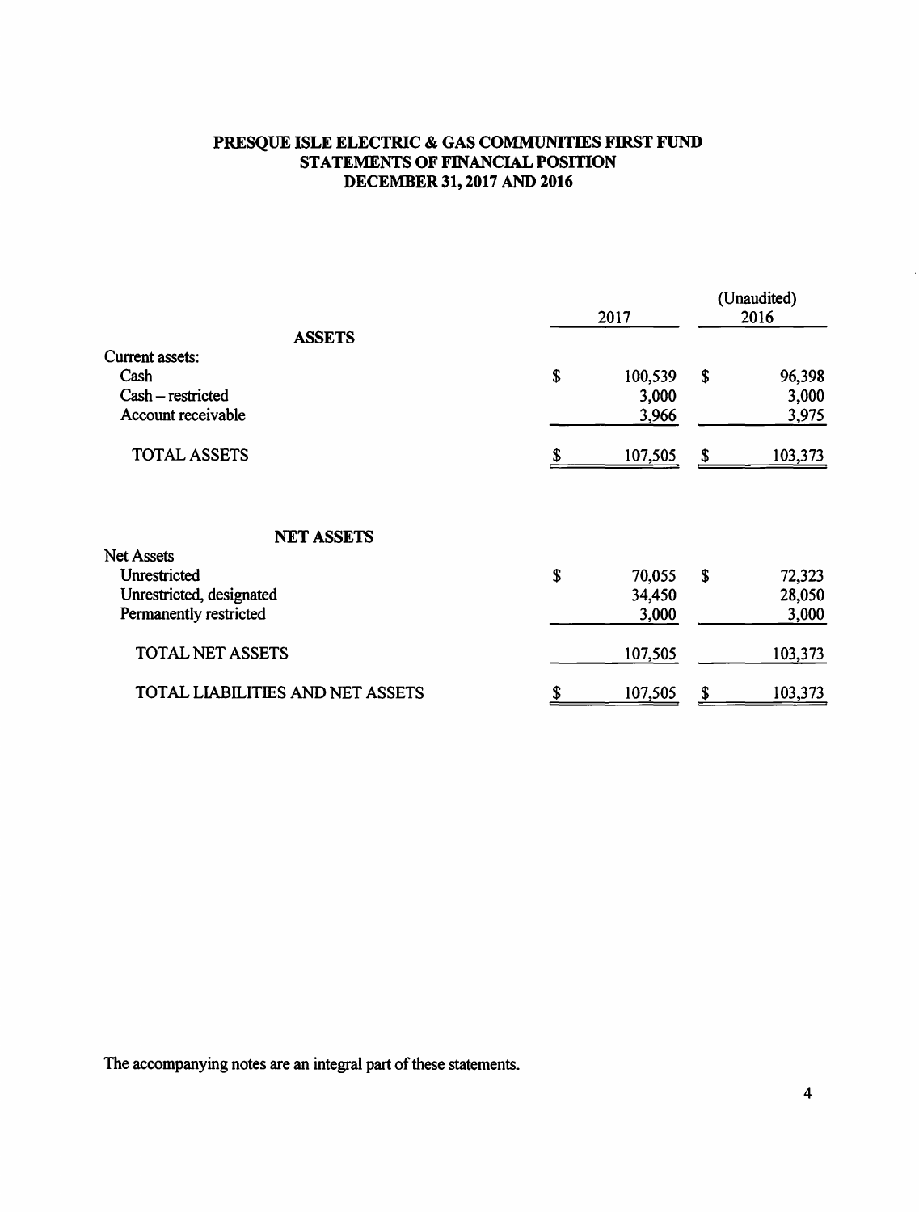# PRESQUE ISLE ELECTRIC & GAS COMMUNITIES FIRST FUND
## STATEMENTS OF FINANCIAL POSITION
## DECEMBER 31, 2017 AND 2016

| | 2017 | (Unaudited) 2016 |
|---|---|---|
| **ASSETS** | | |
| Current assets: | | |
| Cash | $ 100,539 | $ 96,398 |
| Cash – restricted | 3,000 | 3,000 |
| Account receivable | 3,966 | 3,975 |
| TOTAL ASSETS | $ 107,505 | $ 103,373 |
| | | |
| **NET ASSETS** | | |
| Net Assets | | |
| Unrestricted | $ 70,055 | $ 72,323 |
| Unrestricted, designated | 34,450 | 28,050 |
| Permanently restricted | 3,000 | 3,000 |
| TOTAL NET ASSETS | 107,505 | 103,373 |
| TOTAL LIABILITIES AND NET ASSETS | $ 107,505 | $ 103,373 |

The accompanying notes are an integral part of these statements.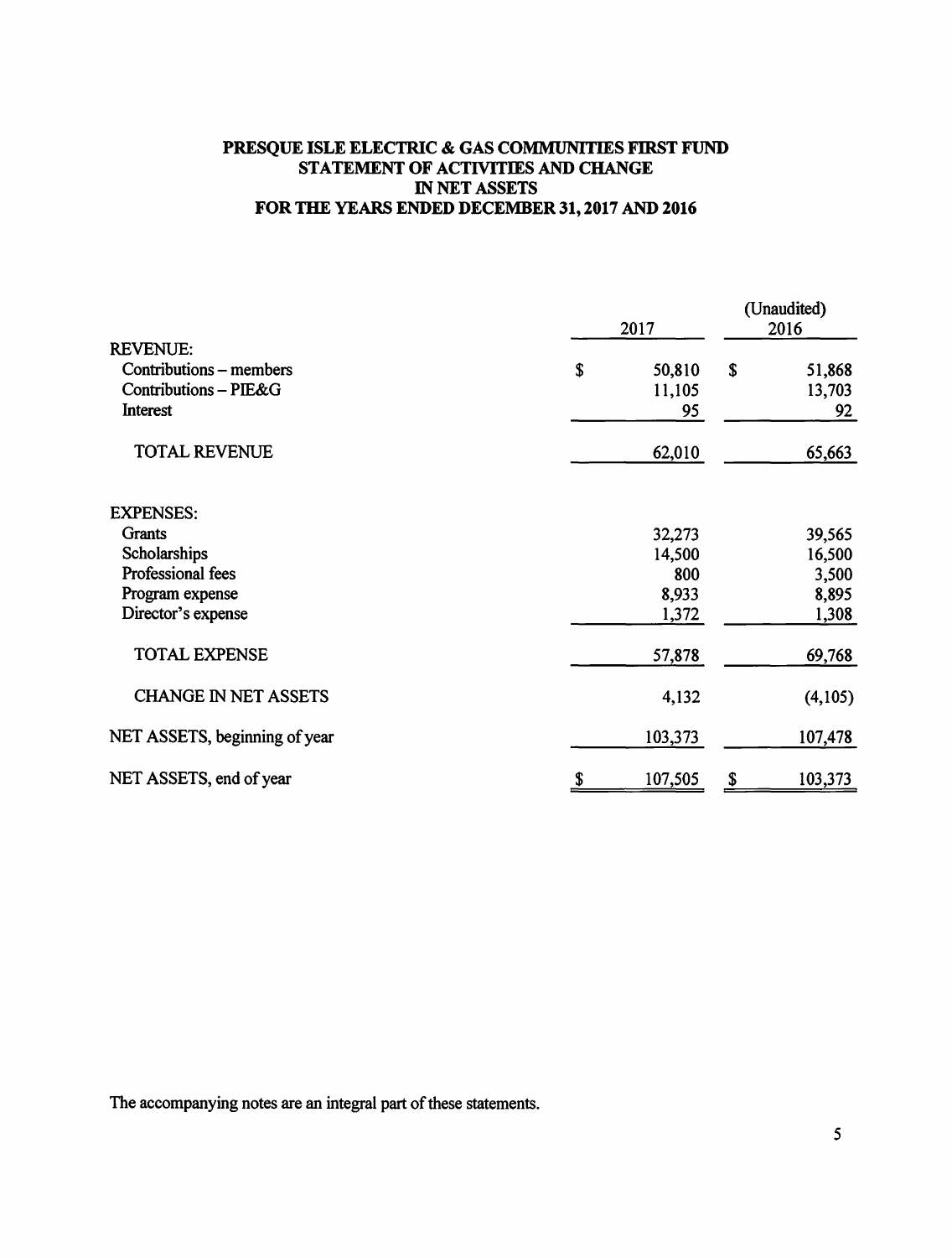# PRESQUE ISLE ELECTRIC & GAS COMMUNITIES FIRST FUND
## STATEMENT OF ACTIVITIES AND CHANGE IN NET ASSETS
## FOR THE YEARS ENDED DECEMBER 31, 2017 AND 2016

| | 2017 | (Unaudited) 2016 |
|---|---|---|
| **REVENUE:** | | |
| Contributions – members | $ 50,810 | $ 51,868 |
| Contributions – PIE&G | 11,105 | 13,703 |
| Interest | 95 | 92 |
| TOTAL REVENUE | 62,010 | 65,663 |
| **EXPENSES:** | | |
| Grants | 32,273 | 39,565 |
| Scholarships | 14,500 | 16,500 |
| Professional fees | 800 | 3,500 |
| Program expense | 8,933 | 8,895 |
| Director's expense | 1,372 | 1,308 |
| TOTAL EXPENSE | 57,878 | 69,768 |
| CHANGE IN NET ASSETS | 4,132 | (4,105) |
| NET ASSETS, beginning of year | 103,373 | 107,478 |
| NET ASSETS, end of year | $ 107,505 | $ 103,373 |

The accompanying notes are an integral part of these statements.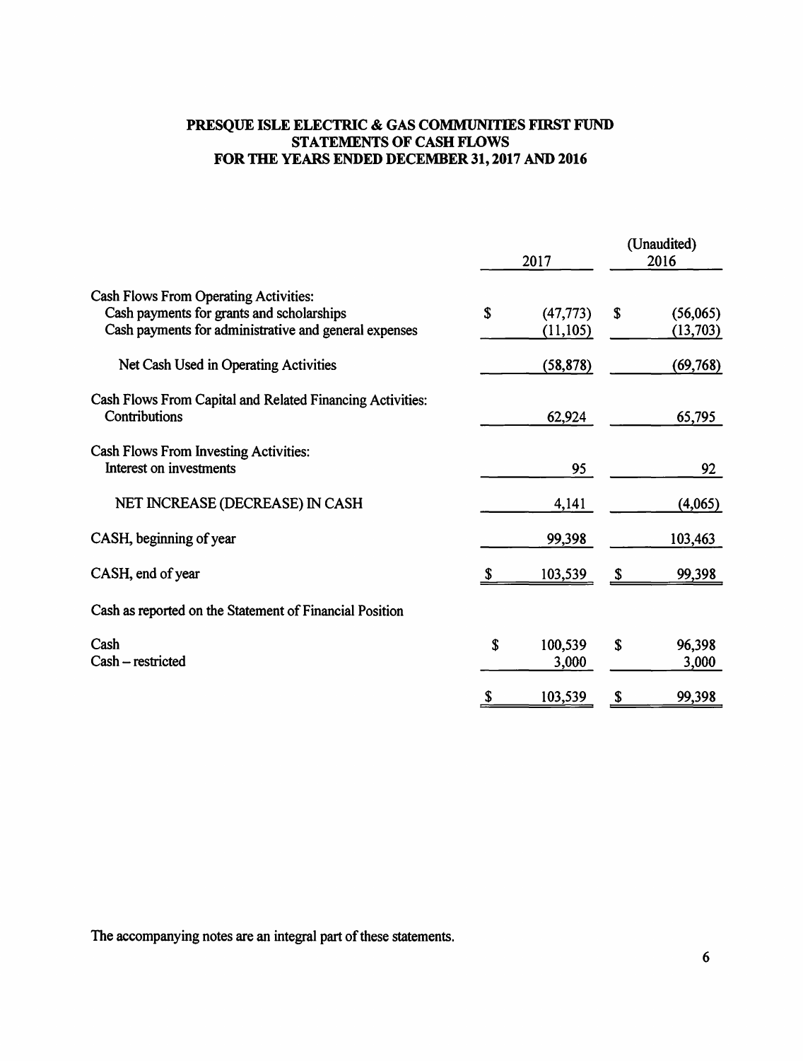# PRESQUE ISLE ELECTRIC & GAS COMMUNITIES FIRST FUND
## STATEMENTS OF CASH FLOWS
## FOR THE YEARS ENDED DECEMBER 31, 2017 AND 2016

| | 2017 | (Unaudited) 2016 |
|---|---|---|
| Cash Flows From Operating Activities: | | |
| Cash payments for grants and scholarships | $ (47,773) | $ (56,065) |
| Cash payments for administrative and general expenses | (11,105) | (13,703) |
| Net Cash Used in Operating Activities | (58,878) | (69,768) |
| Cash Flows From Capital and Related Financing Activities: | | |
| Contributions | 62,924 | 65,795 |
| Cash Flows From Investing Activities: | | |
| Interest on investments | 95 | 92 |
| NET INCREASE (DECREASE) IN CASH | 4,141 | (4,065) |
| CASH, beginning of year | 99,398 | 103,463 |
| CASH, end of year | $ 103,539 | $ 99,398 |
| Cash as reported on the Statement of Financial Position | | |
| Cash | $ 100,539 | $ 96,398 |
| Cash – restricted | 3,000 | 3,000 |
| | $ 103,539 | $ 99,398 |

The accompanying notes are an integral part of these statements.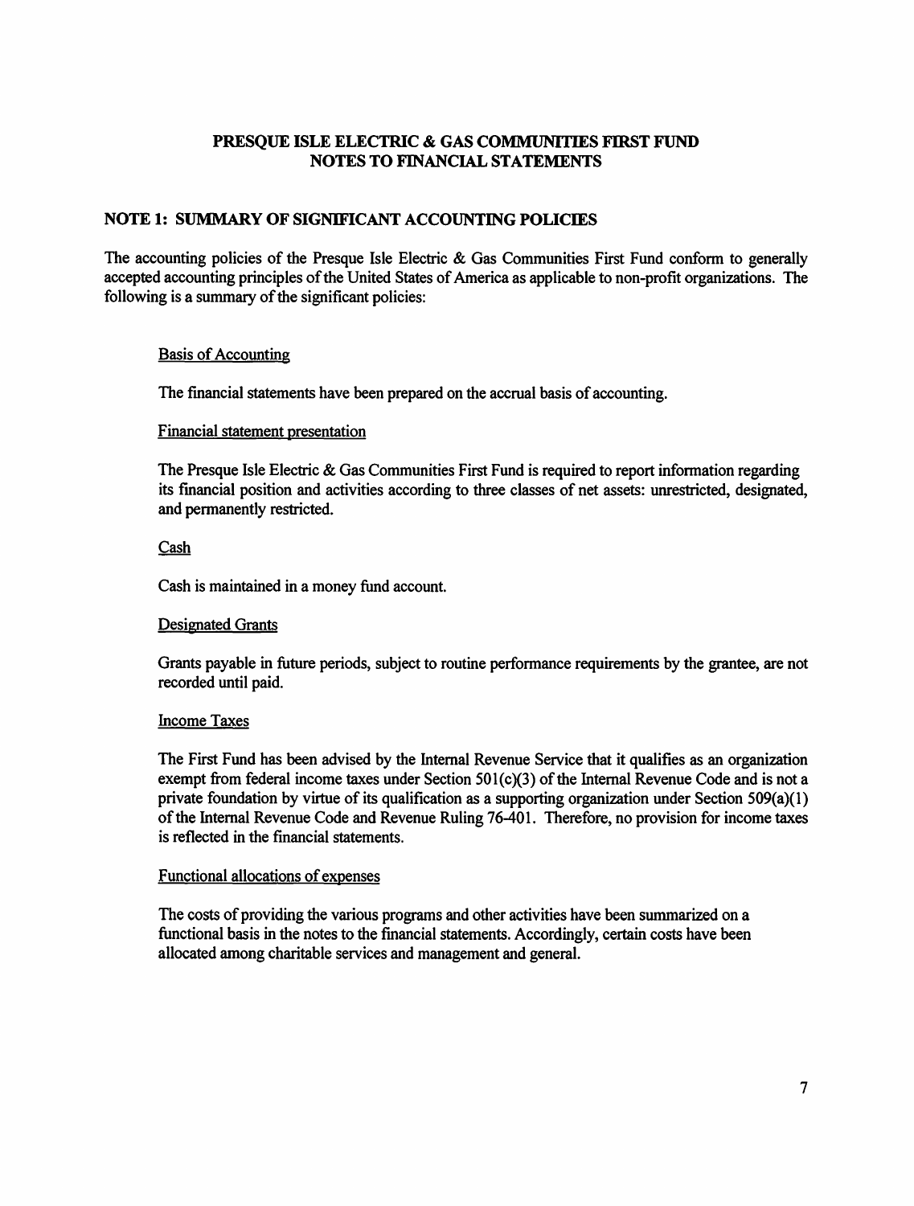# PRESQUE ISLE ELECTRIC & GAS COMMUNITIES FIRST FUND
# NOTES TO FINANCIAL STATEMENTS

## NOTE 1: SUMMARY OF SIGNIFICANT ACCOUNTING POLICIES

The accounting policies of the Presque Isle Electric & Gas Communities First Fund conform to generally accepted accounting principles of the United States of America as applicable to non-profit organizations. The following is a summary of the significant policies:

### Basis of Accounting

The financial statements have been prepared on the accrual basis of accounting.

### Financial statement presentation

The Presque Isle Electric & Gas Communities First Fund is required to report information regarding its financial position and activities according to three classes of net assets: unrestricted, designated, and permanently restricted.

### Cash

Cash is maintained in a money fund account.

### Designated Grants

Grants payable in future periods, subject to routine performance requirements by the grantee, are not recorded until paid.

### Income Taxes

The First Fund has been advised by the Internal Revenue Service that it qualifies as an organization exempt from federal income taxes under Section 501(c)(3) of the Internal Revenue Code and is not a private foundation by virtue of its qualification as a supporting organization under Section 509(a)(1) of the Internal Revenue Code and Revenue Ruling 76-401. Therefore, no provision for income taxes is reflected in the financial statements.

### Functional allocations of expenses

The costs of providing the various programs and other activities have been summarized on a functional basis in the notes to the financial statements. Accordingly, certain costs have been allocated among charitable services and management and general.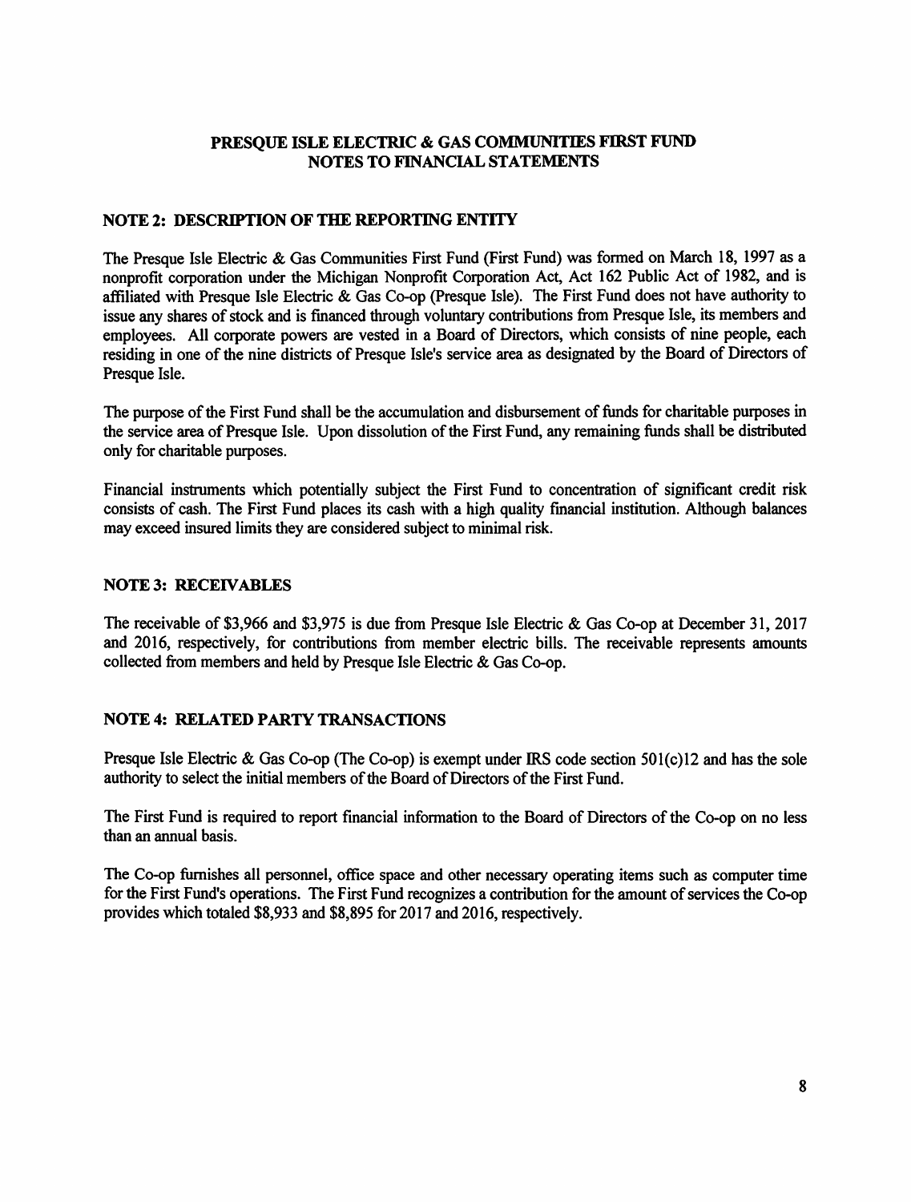# PRESQUE ISLE ELECTRIC & GAS COMMUNITIES FIRST FUND
# NOTES TO FINANCIAL STATEMENTS

## NOTE 2: DESCRIPTION OF THE REPORTING ENTITY

The Presque Isle Electric & Gas Communities First Fund (First Fund) was formed on March 18, 1997 as a nonprofit corporation under the Michigan Nonprofit Corporation Act, Act 162 Public Act of 1982, and is affiliated with Presque Isle Electric & Gas Co-op (Presque Isle). The First Fund does not have authority to issue any shares of stock and is financed through voluntary contributions from Presque Isle, its members and employees. All corporate powers are vested in a Board of Directors, which consists of nine people, each residing in one of the nine districts of Presque Isle's service area as designated by the Board of Directors of Presque Isle.

The purpose of the First Fund shall be the accumulation and disbursement of funds for charitable purposes in the service area of Presque Isle. Upon dissolution of the First Fund, any remaining funds shall be distributed only for charitable purposes.

Financial instruments which potentially subject the First Fund to concentration of significant credit risk consists of cash. The First Fund places its cash with a high quality financial institution. Although balances may exceed insured limits they are considered subject to minimal risk.

## NOTE 3: RECEIVABLES

The receivable of $3,966 and $3,975 is due from Presque Isle Electric & Gas Co-op at December 31, 2017 and 2016, respectively, for contributions from member electric bills. The receivable represents amounts collected from members and held by Presque Isle Electric & Gas Co-op.

## NOTE 4: RELATED PARTY TRANSACTIONS

Presque Isle Electric & Gas Co-op (The Co-op) is exempt under IRS code section 501(c)12 and has the sole authority to select the initial members of the Board of Directors of the First Fund.

The First Fund is required to report financial information to the Board of Directors of the Co-op on no less than an annual basis.

The Co-op furnishes all personnel, office space and other necessary operating items such as computer time for the First Fund's operations. The First Fund recognizes a contribution for the amount of services the Co-op provides which totaled $8,933 and $8,895 for 2017 and 2016, respectively.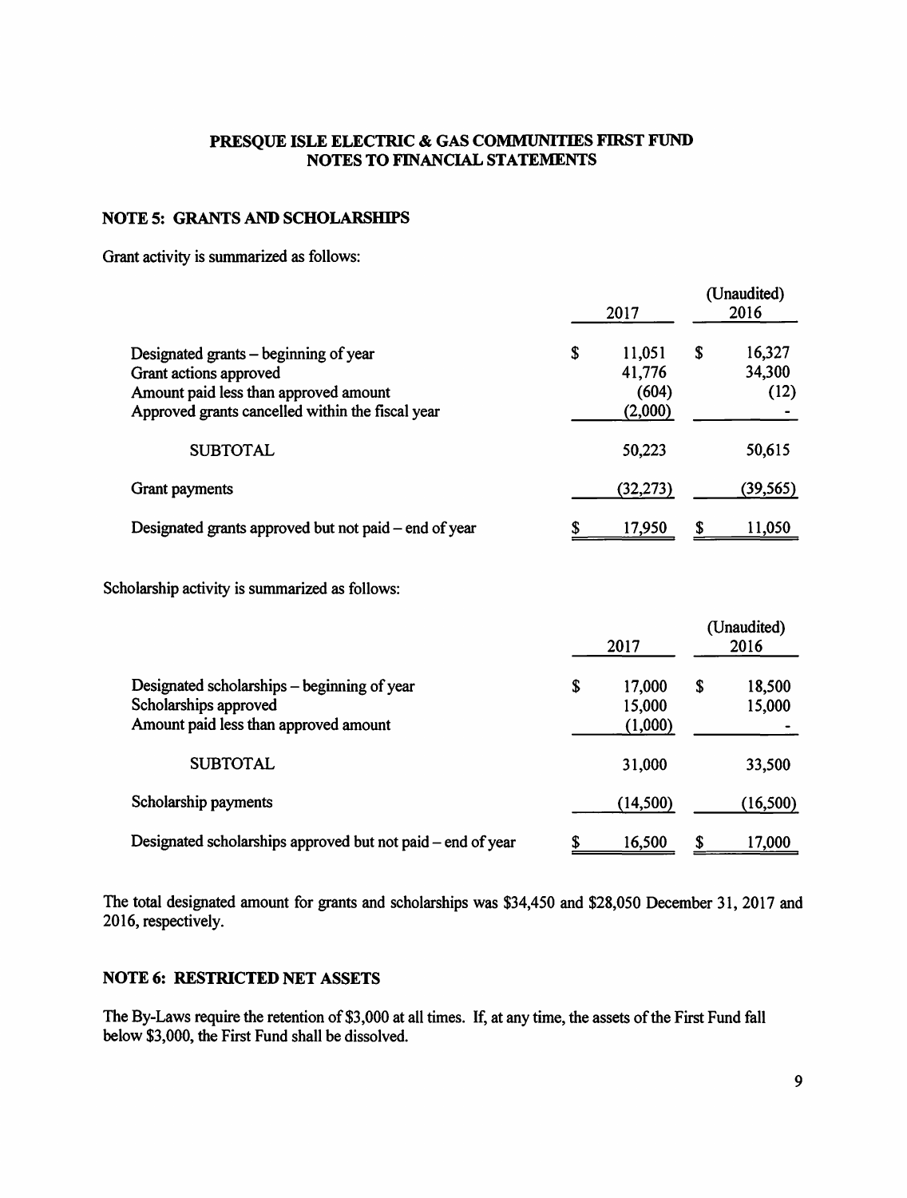# PRESQUE ISLE ELECTRIC & GAS COMMUNITIES FIRST FUND
# NOTES TO FINANCIAL STATEMENTS

## NOTE 5: GRANTS AND SCHOLARSHIPS

Grant activity is summarized as follows:

| | 2017 | (Unaudited) 2016 |
|---|---|---|
| Designated grants – beginning of year | $ 11,051 | $ 16,327 |
| Grant actions approved | 41,776 | 34,300 |
| Amount paid less than approved amount | (604) | (12) |
| Approved grants cancelled within the fiscal year | (2,000) | - |
| SUBTOTAL | 50,223 | 50,615 |
| Grant payments | (32,273) | (39,565) |
| Designated grants approved but not paid – end of year | $ 17,950 | $ 11,050 |

Scholarship activity is summarized as follows:

| | 2017 | (Unaudited) 2016 |
|---|---|---|
| Designated scholarships – beginning of year | $ 17,000 | $ 18,500 |
| Scholarships approved | 15,000 | 15,000 |
| Amount paid less than approved amount | (1,000) | - |
| SUBTOTAL | 31,000 | 33,500 |
| Scholarship payments | (14,500) | (16,500) |
| Designated scholarships approved but not paid – end of year | $ 16,500 | $ 17,000 |

The total designated amount for grants and scholarships was $34,450 and $28,050 December 31, 2017 and 2016, respectively.

## NOTE 6: RESTRICTED NET ASSETS

The By-Laws require the retention of $3,000 at all times. If, at any time, the assets of the First Fund fall below $3,000, the First Fund shall be dissolved.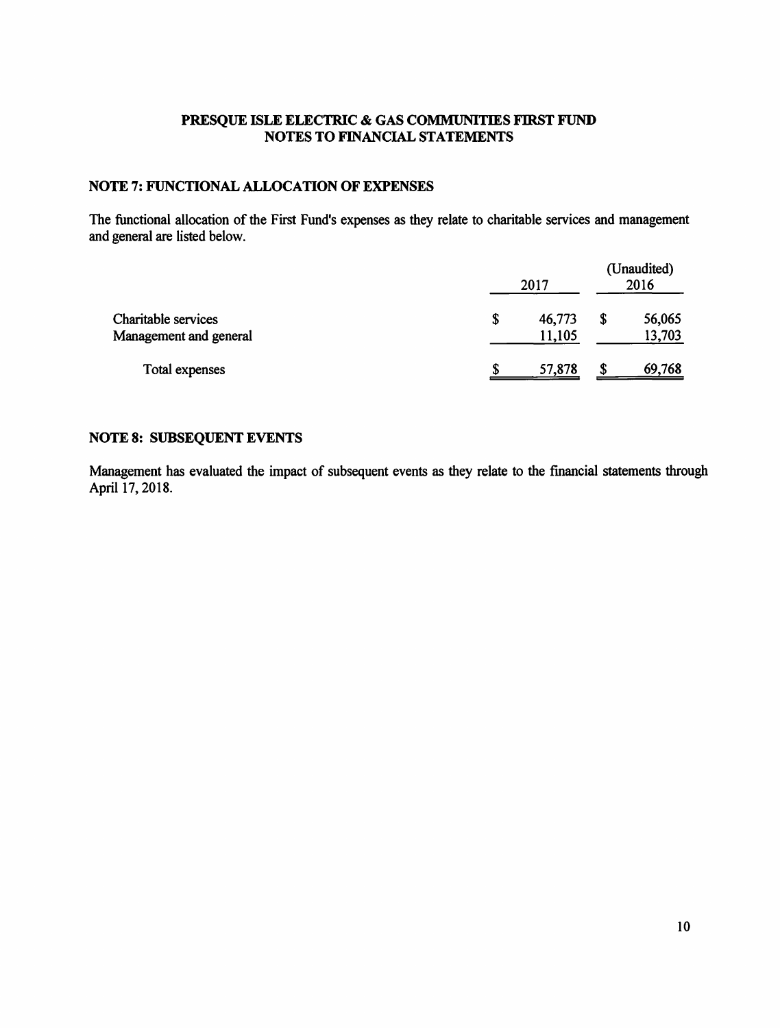# PRESQUE ISLE ELECTRIC & GAS COMMUNITIES FIRST FUND
## NOTES TO FINANCIAL STATEMENTS

### NOTE 7: FUNCTIONAL ALLOCATION OF EXPENSES

The functional allocation of the First Fund's expenses as they relate to charitable services and management and general are listed below.

| | 2017 | (Unaudited) 2016 |
|---|---|---|
| Charitable services | $ 46,773 | $ 56,065 |
| Management and general | 11,105 | 13,703 |
| Total expenses | $ 57,878 | $ 69,768 |

### NOTE 8: SUBSEQUENT EVENTS

Management has evaluated the impact of subsequent events as they relate to the financial statements through April 17, 2018.